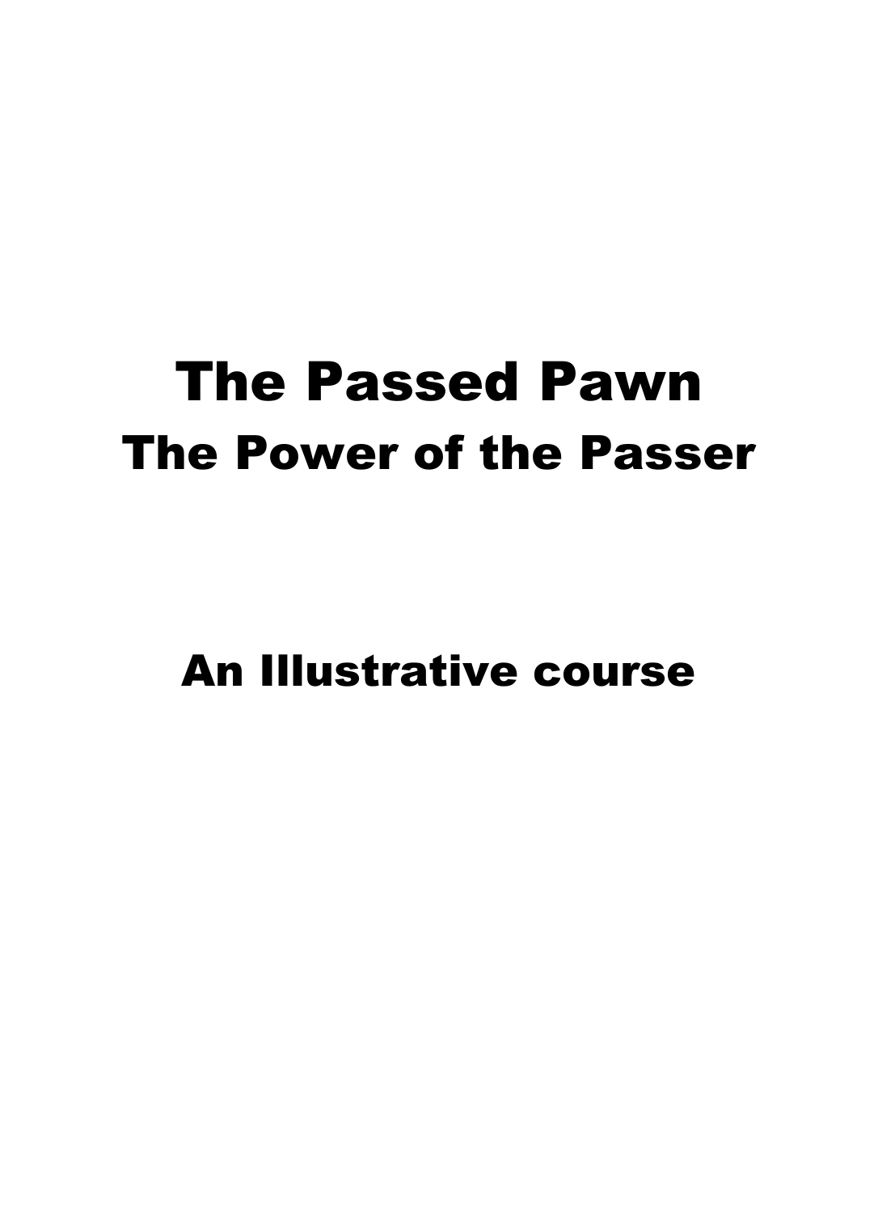# The Passed Pawn

## The Power of the Passer

## An Illustrative course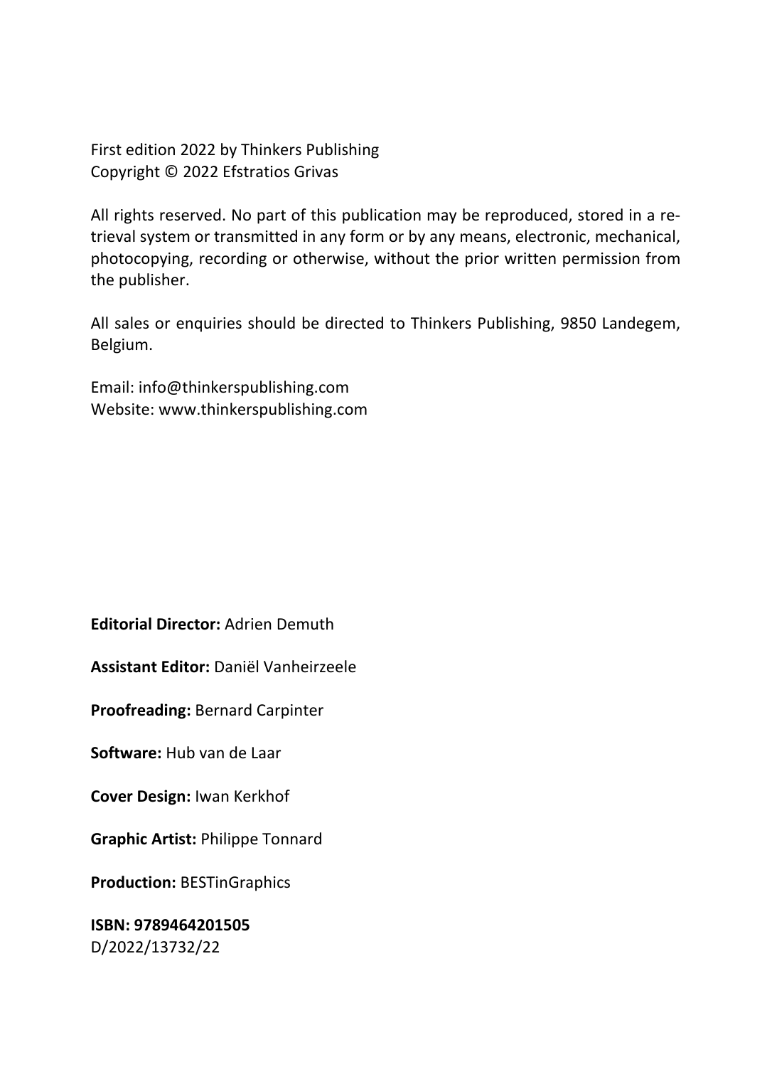First edition 2022 by Thinkers Publishing
Copyright © 2022 Efstratios Grivas

All rights reserved. No part of this publication may be reproduced, stored in a retrieval system or transmitted in any form or by any means, electronic, mechanical, photocopying, recording or otherwise, without the prior written permission from the publisher.

All sales or enquiries should be directed to Thinkers Publishing, 9850 Landegem, Belgium.

Email: info@thinkerspublishing.com
Website: www.thinkerspublishing.com

**Editorial Director:** Adrien Demuth

**Assistant Editor:** Daniël Vanheirzeele

**Proofreading:** Bernard Carpinter

**Software:** Hub van de Laar

**Cover Design:** Iwan Kerkhof

**Graphic Artist:** Philippe Tonnard

**Production:** BESTinGraphics

**ISBN: 9789464201505**
D/2022/13732/22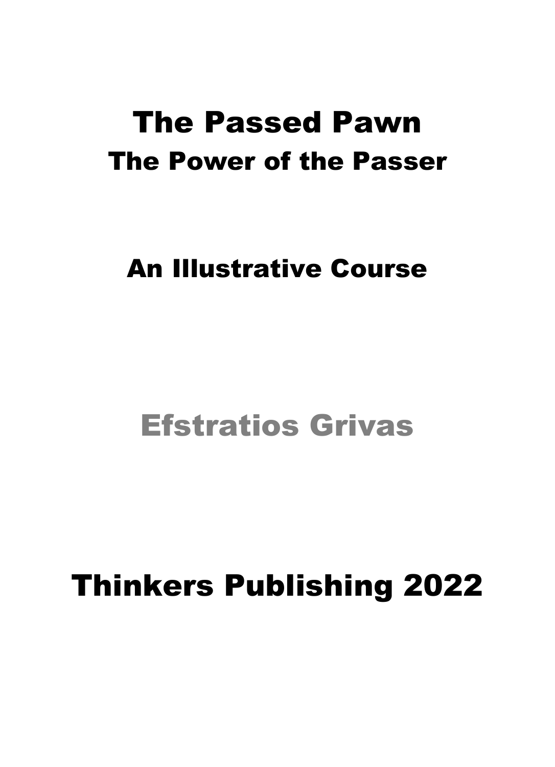# The Passed Pawn

## The Power of the Passer

## An Illustrative Course

## Efstratios Grivas

# Thinkers Publishing 2022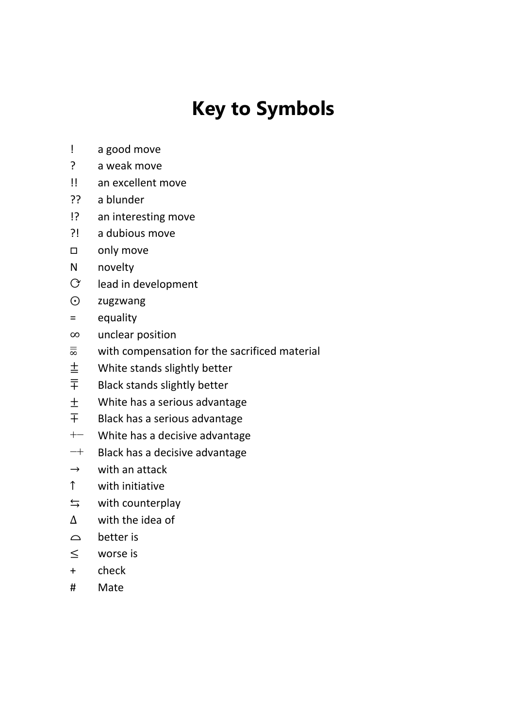# Key to Symbols

| | |
|---|---|
| ! | a good move |
| ? | a weak move |
| !! | an excellent move |
| ?? | a blunder |
| !? | an interesting move |
| ?! | a dubious move |
| □ | only move |
| N | novelty |
| ⟳ | lead in development |
| ⨀ | zugzwang |
| = | equality |
| ∞ | unclear position |
| =∞ | with compensation for the sacrificed material |
| ⩲ | White stands slightly better |
| ⩱ | Black stands slightly better |
| ± | White has a serious advantage |
| ∓ | Black has a serious advantage |
| +– | White has a decisive advantage |
| –+ | Black has a decisive advantage |
| → | with an attack |
| ↑ | with initiative |
| ⇆ | with counterplay |
| Δ | with the idea of |
| ⌓ | better is |
| ≤ | worse is |
| + | check |
| # | Mate |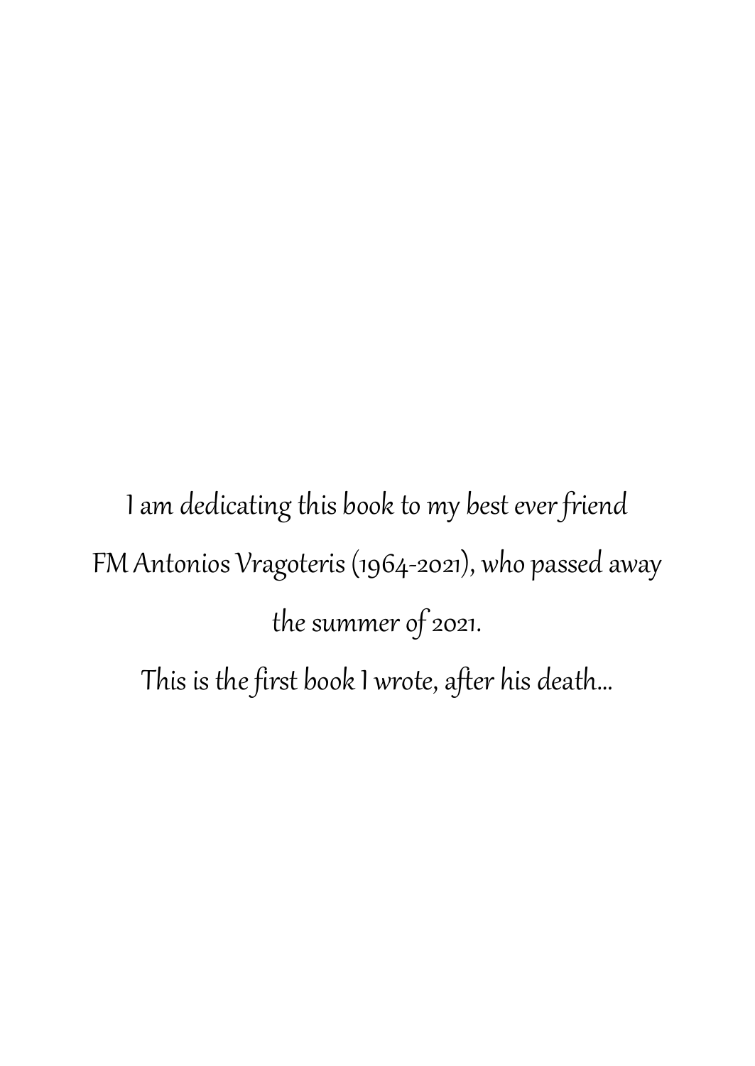*I am dedicating this book to my best ever friend*

*FM Antonios Vragoteris (1964-2021), who passed away*

*the summer of 2021.*

*This is the first book I wrote, after his death...*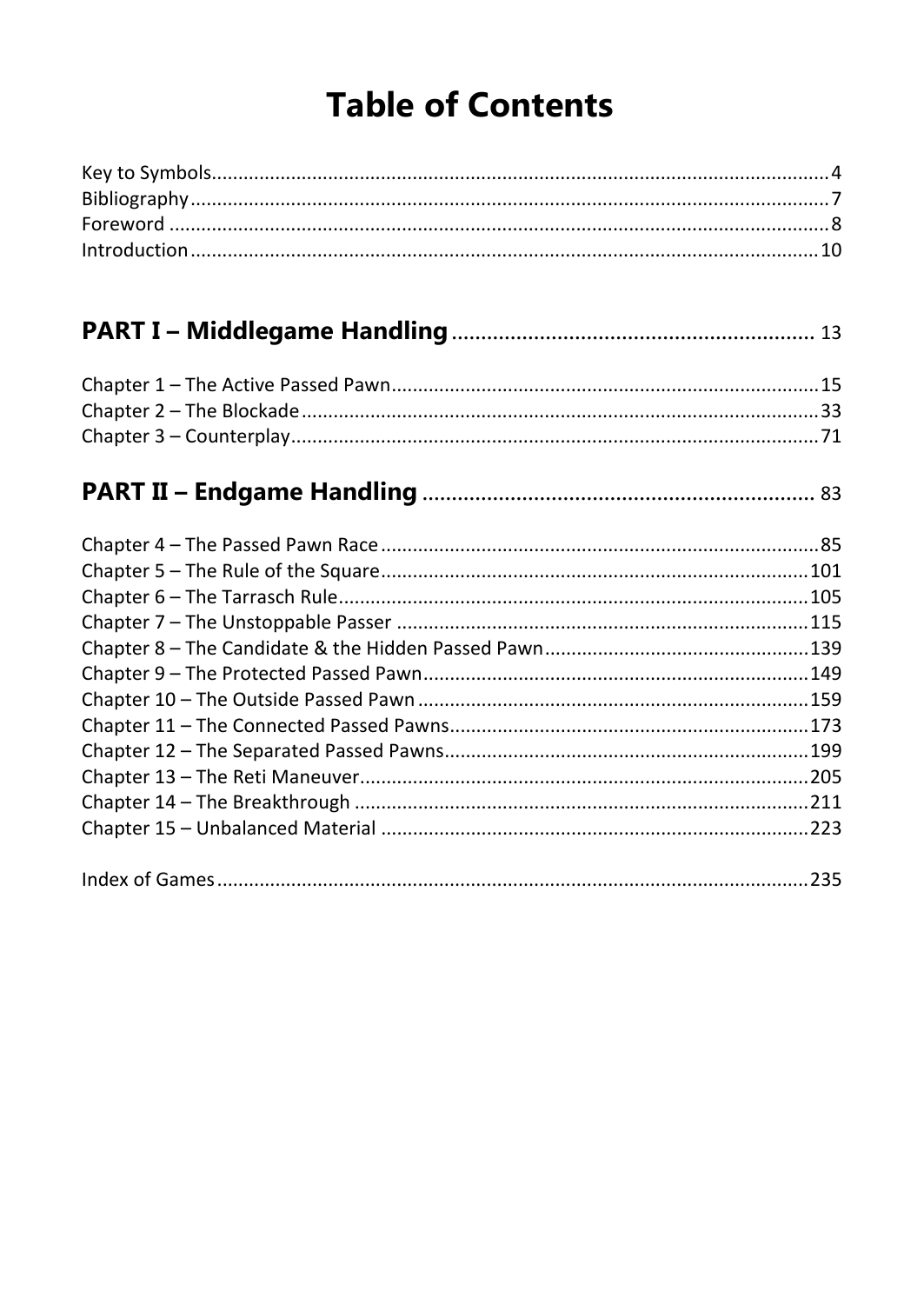# Table of Contents

Key to Symbols....................................................................................................4
Bibliography........................................................................................................7
Foreword ............................................................................................................8
Introduction.......................................................................................................10

## PART I – Middlegame Handling ............................................................ 13

Chapter 1 – The Active Passed Pawn.................................................................15
Chapter 2 – The Blockade.................................................................................33
Chapter 3 – Counterplay...................................................................................71

## PART II – Endgame Handling .................................................................. 83

Chapter 4 – The Passed Pawn Race..................................................................85
Chapter 5 – The Rule of the Square................................................................101
Chapter 6 – The Tarrasch Rule........................................................................105
Chapter 7 – The Unstoppable Passer .............................................................115
Chapter 8 – The Candidate & the Hidden Passed Pawn..................................139
Chapter 9 – The Protected Passed Pawn........................................................149
Chapter 10 – The Outside Passed Pawn .........................................................159
Chapter 11 – The Connected Passed Pawns...................................................173
Chapter 12 – The Separated Passed Pawns....................................................199
Chapter 13 – The Reti Maneuver....................................................................205
Chapter 14 – The Breakthrough .....................................................................211
Chapter 15 – Unbalanced Material ................................................................223

Index of Games...............................................................................................235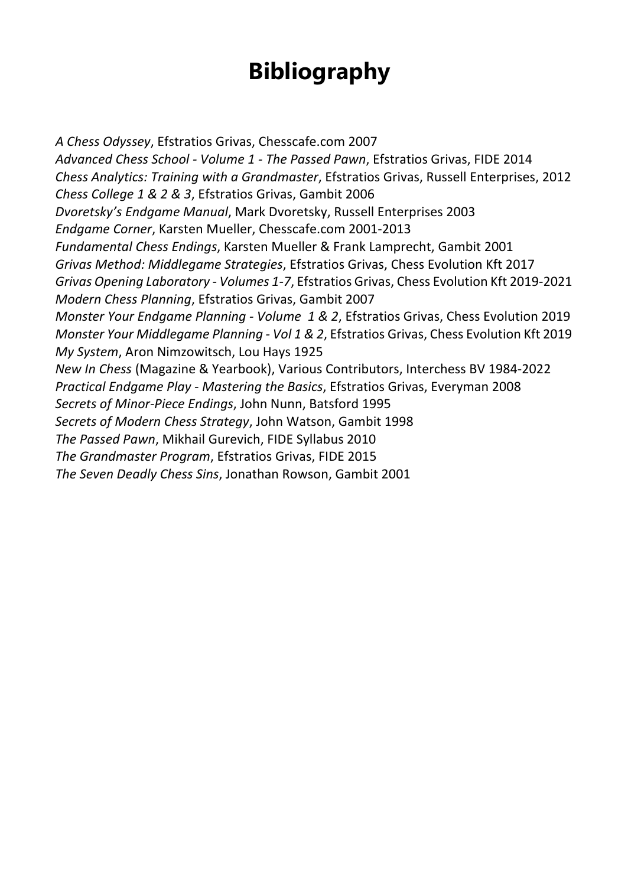# Bibliography

*A Chess Odyssey*, Efstratios Grivas, Chesscafe.com 2007
*Advanced Chess School - Volume 1 - The Passed Pawn*, Efstratios Grivas, FIDE 2014
*Chess Analytics: Training with a Grandmaster*, Efstratios Grivas, Russell Enterprises, 2012
*Chess College 1 & 2 & 3*, Efstratios Grivas, Gambit 2006
*Dvoretsky's Endgame Manual*, Mark Dvoretsky, Russell Enterprises 2003
*Endgame Corner*, Karsten Mueller, Chesscafe.com 2001-2013
*Fundamental Chess Endings*, Karsten Mueller & Frank Lamprecht, Gambit 2001
*Grivas Method: Middlegame Strategies*, Efstratios Grivas, Chess Evolution Kft 2017
*Grivas Opening Laboratory - Volumes 1-7*, Efstratios Grivas, Chess Evolution Kft 2019-2021
*Modern Chess Planning*, Efstratios Grivas, Gambit 2007
*Monster Your Endgame Planning - Volume 1 & 2*, Efstratios Grivas, Chess Evolution 2019
*Monster Your Middlegame Planning - Vol 1 & 2*, Efstratios Grivas, Chess Evolution Kft 2019
*My System*, Aron Nimzowitsch, Lou Hays 1925
*New In Chess* (Magazine & Yearbook), Various Contributors, Interchess BV 1984-2022
*Practical Endgame Play - Mastering the Basics*, Efstratios Grivas, Everyman 2008
*Secrets of Minor-Piece Endings*, John Nunn, Batsford 1995
*Secrets of Modern Chess Strategy*, John Watson, Gambit 1998
*The Passed Pawn*, Mikhail Gurevich, FIDE Syllabus 2010
*The Grandmaster Program*, Efstratios Grivas, FIDE 2015
*The Seven Deadly Chess Sins*, Jonathan Rowson, Gambit 2001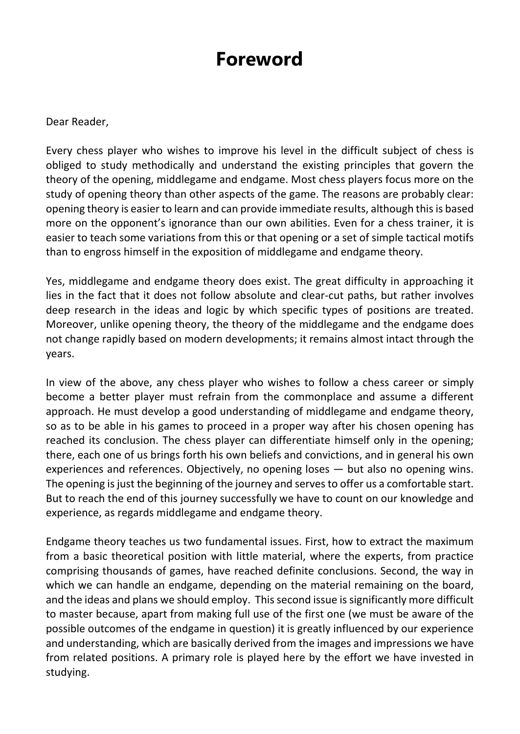# Foreword

Dear Reader,

Every chess player who wishes to improve his level in the difficult subject of chess is obliged to study methodically and understand the existing principles that govern the theory of the opening, middlegame and endgame. Most chess players focus more on the study of opening theory than other aspects of the game. The reasons are probably clear: opening theory is easier to learn and can provide immediate results, although this is based more on the opponent's ignorance than our own abilities. Even for a chess trainer, it is easier to teach some variations from this or that opening or a set of simple tactical motifs than to engross himself in the exposition of middlegame and endgame theory.

Yes, middlegame and endgame theory does exist. The great difficulty in approaching it lies in the fact that it does not follow absolute and clear-cut paths, but rather involves deep research in the ideas and logic by which specific types of positions are treated. Moreover, unlike opening theory, the theory of the middlegame and the endgame does not change rapidly based on modern developments; it remains almost intact through the years.

In view of the above, any chess player who wishes to follow a chess career or simply become a better player must refrain from the commonplace and assume a different approach. He must develop a good understanding of middlegame and endgame theory, so as to be able in his games to proceed in a proper way after his chosen opening has reached its conclusion. The chess player can differentiate himself only in the opening; there, each one of us brings forth his own beliefs and convictions, and in general his own experiences and references. Objectively, no opening loses — but also no opening wins. The opening is just the beginning of the journey and serves to offer us a comfortable start. But to reach the end of this journey successfully we have to count on our knowledge and experience, as regards middlegame and endgame theory.

Endgame theory teaches us two fundamental issues. First, how to extract the maximum from a basic theoretical position with little material, where the experts, from practice comprising thousands of games, have reached definite conclusions. Second, the way in which we can handle an endgame, depending on the material remaining on the board, and the ideas and plans we should employ. This second issue is significantly more difficult to master because, apart from making full use of the first one (we must be aware of the possible outcomes of the endgame in question) it is greatly influenced by our experience and understanding, which are basically derived from the images and impressions we have from related positions. A primary role is played here by the effort we have invested in studying.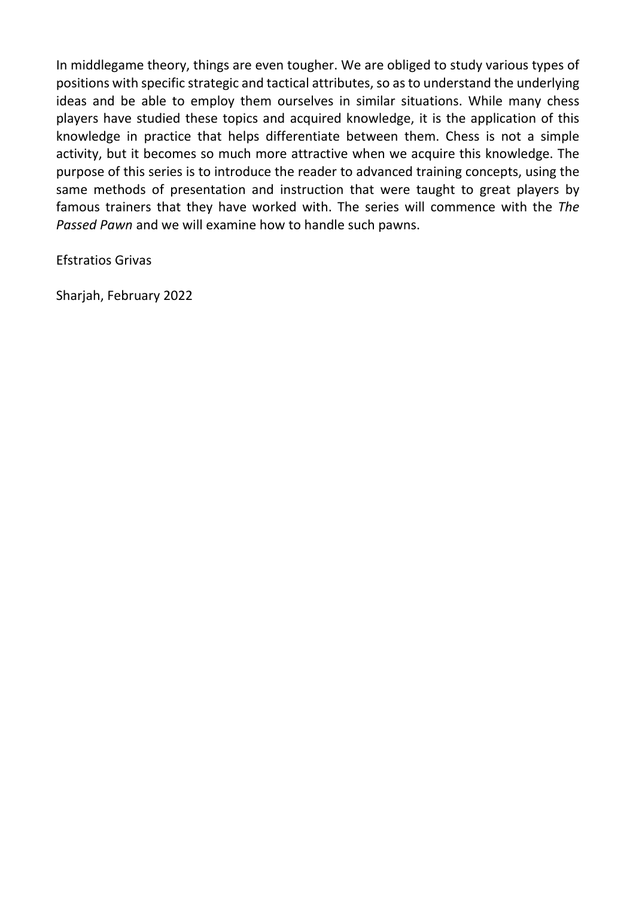In middlegame theory, things are even tougher. We are obliged to study various types of positions with specific strategic and tactical attributes, so as to understand the underlying ideas and be able to employ them ourselves in similar situations. While many chess players have studied these topics and acquired knowledge, it is the application of this knowledge in practice that helps differentiate between them. Chess is not a simple activity, but it becomes so much more attractive when we acquire this knowledge. The purpose of this series is to introduce the reader to advanced training concepts, using the same methods of presentation and instruction that were taught to great players by famous trainers that they have worked with. The series will commence with the *The Passed Pawn* and we will examine how to handle such pawns.

Efstratios Grivas

Sharjah, February 2022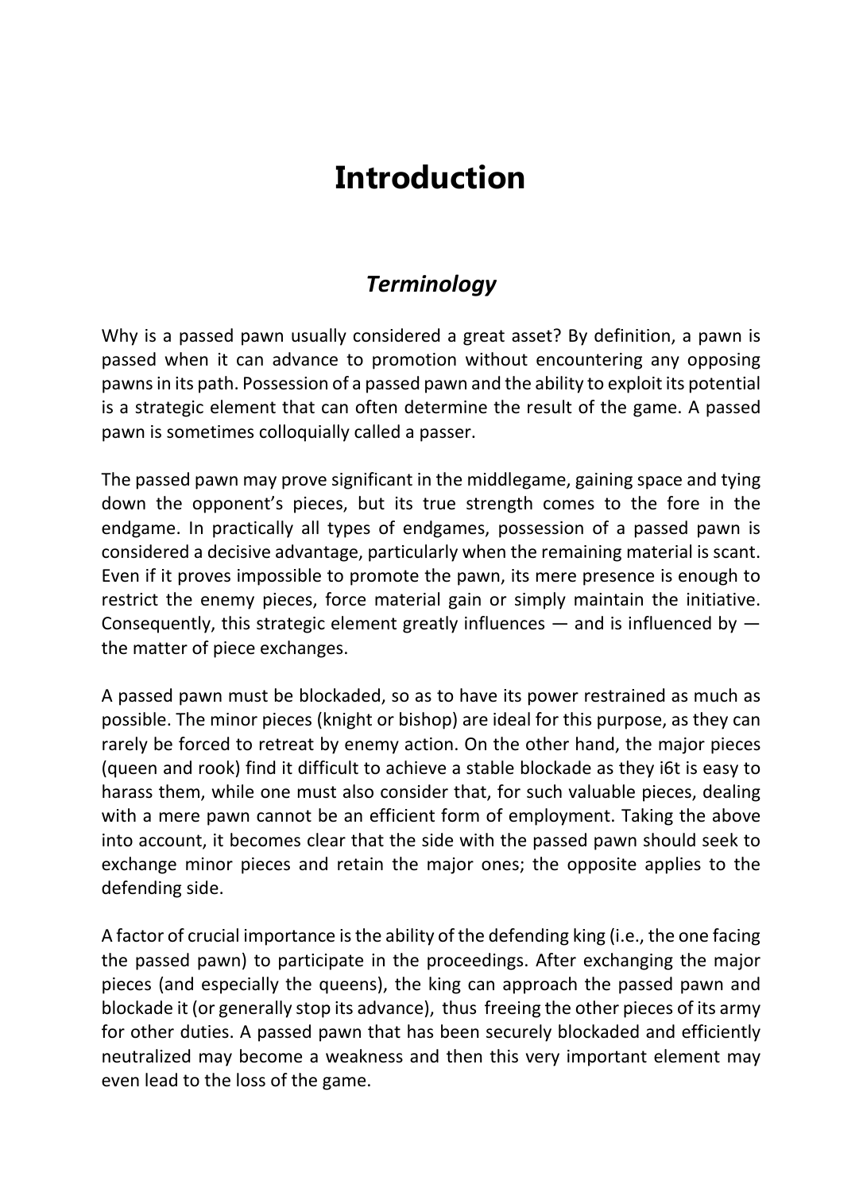# Introduction

## *Terminology*

Why is a passed pawn usually considered a great asset? By definition, a pawn is passed when it can advance to promotion without encountering any opposing pawns in its path. Possession of a passed pawn and the ability to exploit its potential is a strategic element that can often determine the result of the game. A passed pawn is sometimes colloquially called a passer.

The passed pawn may prove significant in the middlegame, gaining space and tying down the opponent's pieces, but its true strength comes to the fore in the endgame. In practically all types of endgames, possession of a passed pawn is considered a decisive advantage, particularly when the remaining material is scant. Even if it proves impossible to promote the pawn, its mere presence is enough to restrict the enemy pieces, force material gain or simply maintain the initiative. Consequently, this strategic element greatly influences — and is influenced by — the matter of piece exchanges.

A passed pawn must be blockaded, so as to have its power restrained as much as possible. The minor pieces (knight or bishop) are ideal for this purpose, as they can rarely be forced to retreat by enemy action. On the other hand, the major pieces (queen and rook) find it difficult to achieve a stable blockade as they i6t is easy to harass them, while one must also consider that, for such valuable pieces, dealing with a mere pawn cannot be an efficient form of employment. Taking the above into account, it becomes clear that the side with the passed pawn should seek to exchange minor pieces and retain the major ones; the opposite applies to the defending side.

A factor of crucial importance is the ability of the defending king (i.e., the one facing the passed pawn) to participate in the proceedings. After exchanging the major pieces (and especially the queens), the king can approach the passed pawn and blockade it (or generally stop its advance), thus freeing the other pieces of its army for other duties. A passed pawn that has been securely blockaded and efficiently neutralized may become a weakness and then this very important element may even lead to the loss of the game.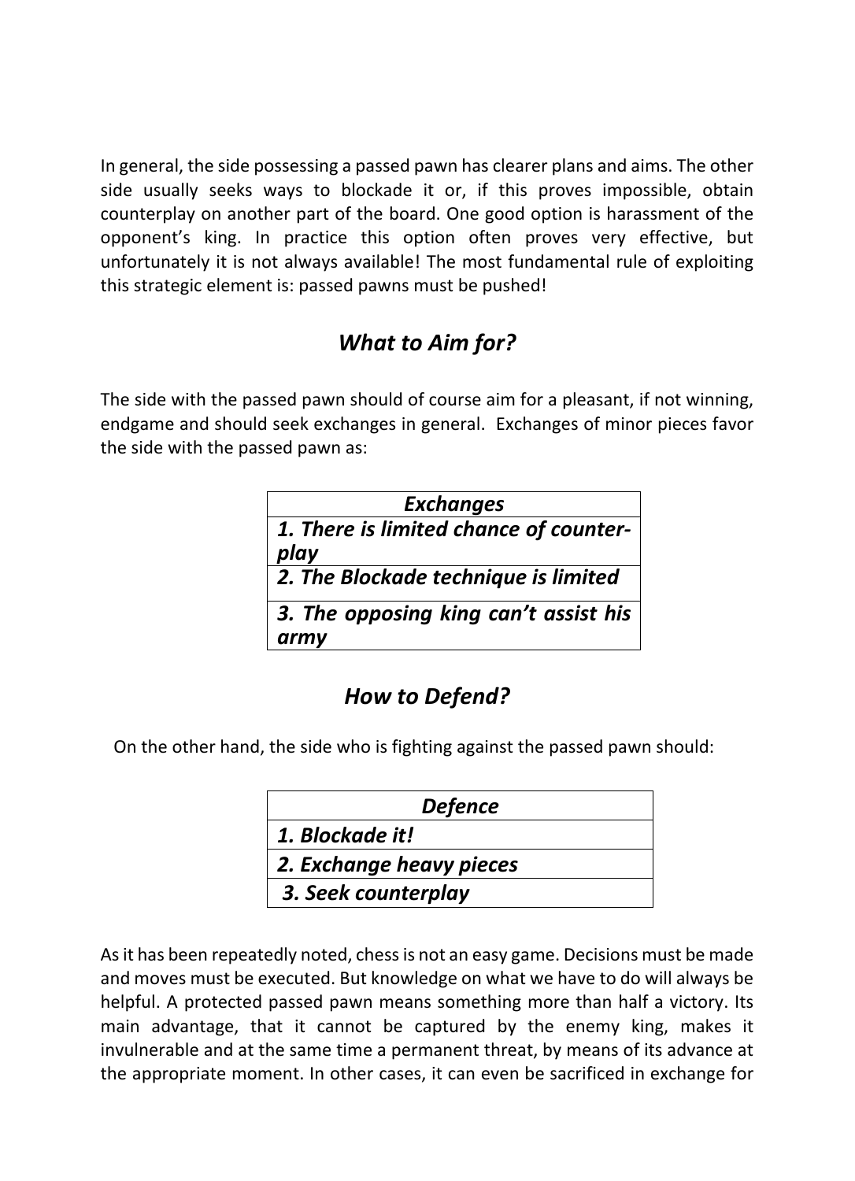In general, the side possessing a passed pawn has clearer plans and aims. The other side usually seeks ways to blockade it or, if this proves impossible, obtain counterplay on another part of the board. One good option is harassment of the opponent's king. In practice this option often proves very effective, but unfortunately it is not always available! The most fundamental rule of exploiting this strategic element is: passed pawns must be pushed!

## *What to Aim for?*

The side with the passed pawn should of course aim for a pleasant, if not winning, endgame and should seek exchanges in general. Exchanges of minor pieces favor the side with the passed pawn as:

| ***Exchanges*** |
| --- |
| ***1. There is limited chance of counter-play*** |
| ***2. The Blockade technique is limited*** |
| ***3. The opposing king can't assist his army*** |

## *How to Defend?*

On the other hand, the side who is fighting against the passed pawn should:

| ***Defence*** |
| --- |
| ***1. Blockade it!*** |
| ***2. Exchange heavy pieces*** |
| ***3. Seek counterplay*** |

As it has been repeatedly noted, chess is not an easy game. Decisions must be made and moves must be executed. But knowledge on what we have to do will always be helpful. A protected passed pawn means something more than half a victory. Its main advantage, that it cannot be captured by the enemy king, makes it invulnerable and at the same time a permanent threat, by means of its advance at the appropriate moment. In other cases, it can even be sacrificed in exchange for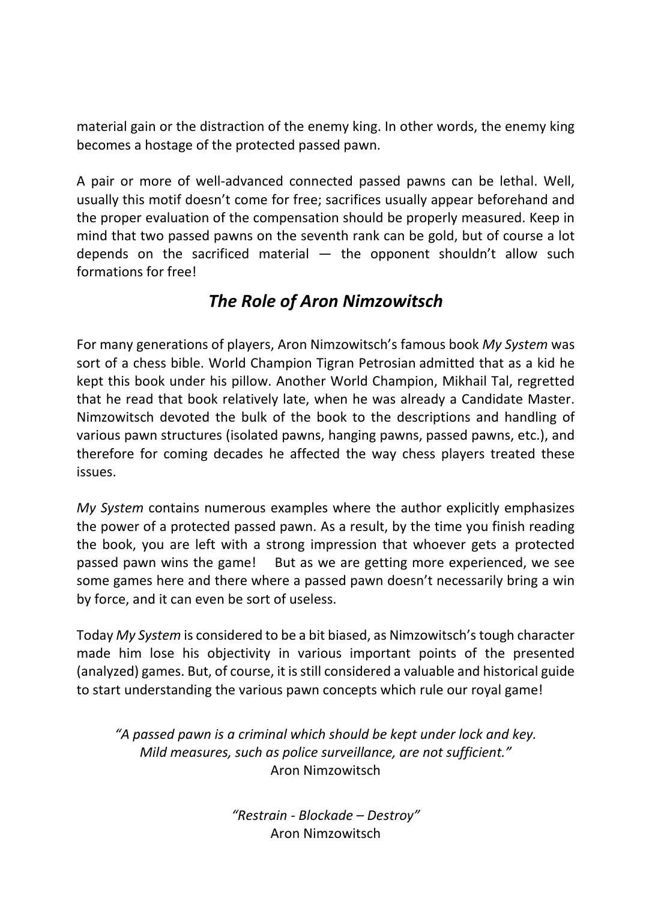material gain or the distraction of the enemy king. In other words, the enemy king becomes a hostage of the protected passed pawn.

A pair or more of well-advanced connected passed pawns can be lethal. Well, usually this motif doesn't come for free; sacrifices usually appear beforehand and the proper evaluation of the compensation should be properly measured. Keep in mind that two passed pawns on the seventh rank can be gold, but of course a lot depends on the sacrificed material — the opponent shouldn't allow such formations for free!

## *The Role of Aron Nimzowitsch*

For many generations of players, Aron Nimzowitsch's famous book *My System* was sort of a chess bible. World Champion Tigran Petrosian admitted that as a kid he kept this book under his pillow. Another World Champion, Mikhail Tal, regretted that he read that book relatively late, when he was already a Candidate Master. Nimzowitsch devoted the bulk of the book to the descriptions and handling of various pawn structures (isolated pawns, hanging pawns, passed pawns, etc.), and therefore for coming decades he affected the way chess players treated these issues.

*My System* contains numerous examples where the author explicitly emphasizes the power of a protected passed pawn. As a result, by the time you finish reading the book, you are left with a strong impression that whoever gets a protected passed pawn wins the game! But as we are getting more experienced, we see some games here and there where a passed pawn doesn't necessarily bring a win by force, and it can even be sort of useless.

Today *My System* is considered to be a bit biased, as Nimzowitsch's tough character made him lose his objectivity in various important points of the presented (analyzed) games. But, of course, it is still considered a valuable and historical guide to start understanding the various pawn concepts which rule our royal game!

*"A passed pawn is a criminal which should be kept under lock and key. Mild measures, such as police surveillance, are not sufficient."*
Aron Nimzowitsch

*"Restrain - Blockade – Destroy"*
Aron Nimzowitsch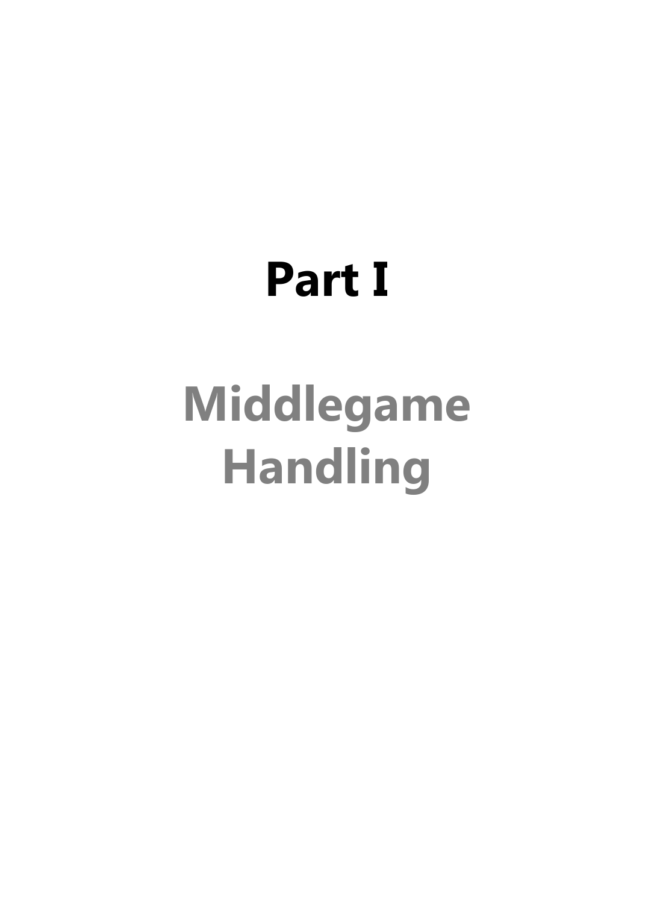# Part I

## Middlegame Handling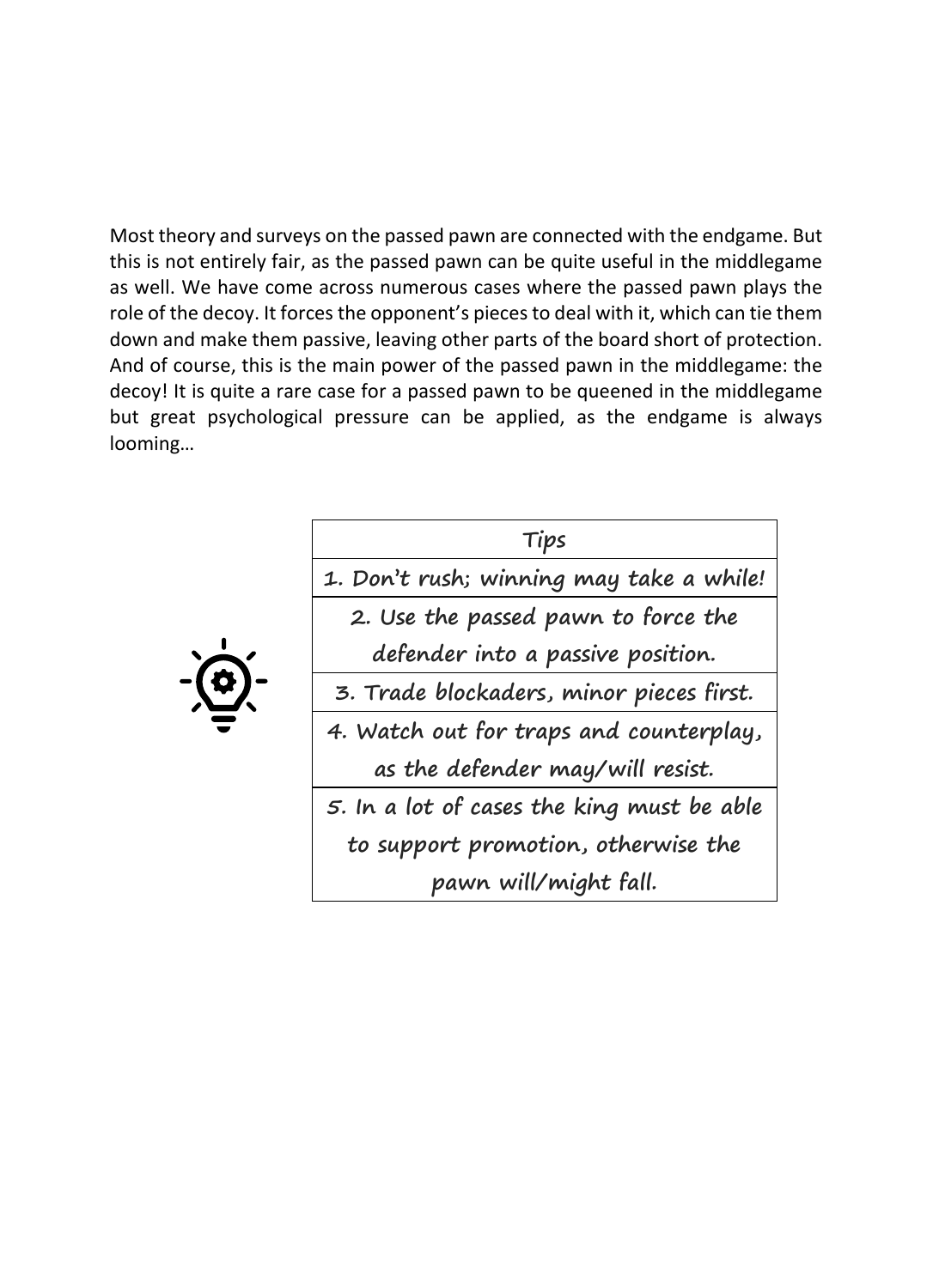Most theory and surveys on the passed pawn are connected with the endgame. But this is not entirely fair, as the passed pawn can be quite useful in the middlegame as well. We have come across numerous cases where the passed pawn plays the role of the decoy. It forces the opponent's pieces to deal with it, which can tie them down and make them passive, leaving other parts of the board short of protection. And of course, this is the main power of the passed pawn in the middlegame: the decoy! It is quite a rare case for a passed pawn to be queened in the middlegame but great psychological pressure can be applied, as the endgame is always looming…

| Tips |
| --- |
| 1. Don't rush; winning may take a while! |
| 2. Use the passed pawn to force the defender into a passive position. |
| 3. Trade blockaders, minor pieces first. |
| 4. Watch out for traps and counterplay, as the defender may/will resist. |
| 5. In a lot of cases the king must be able to support promotion, otherwise the pawn will/might fall. |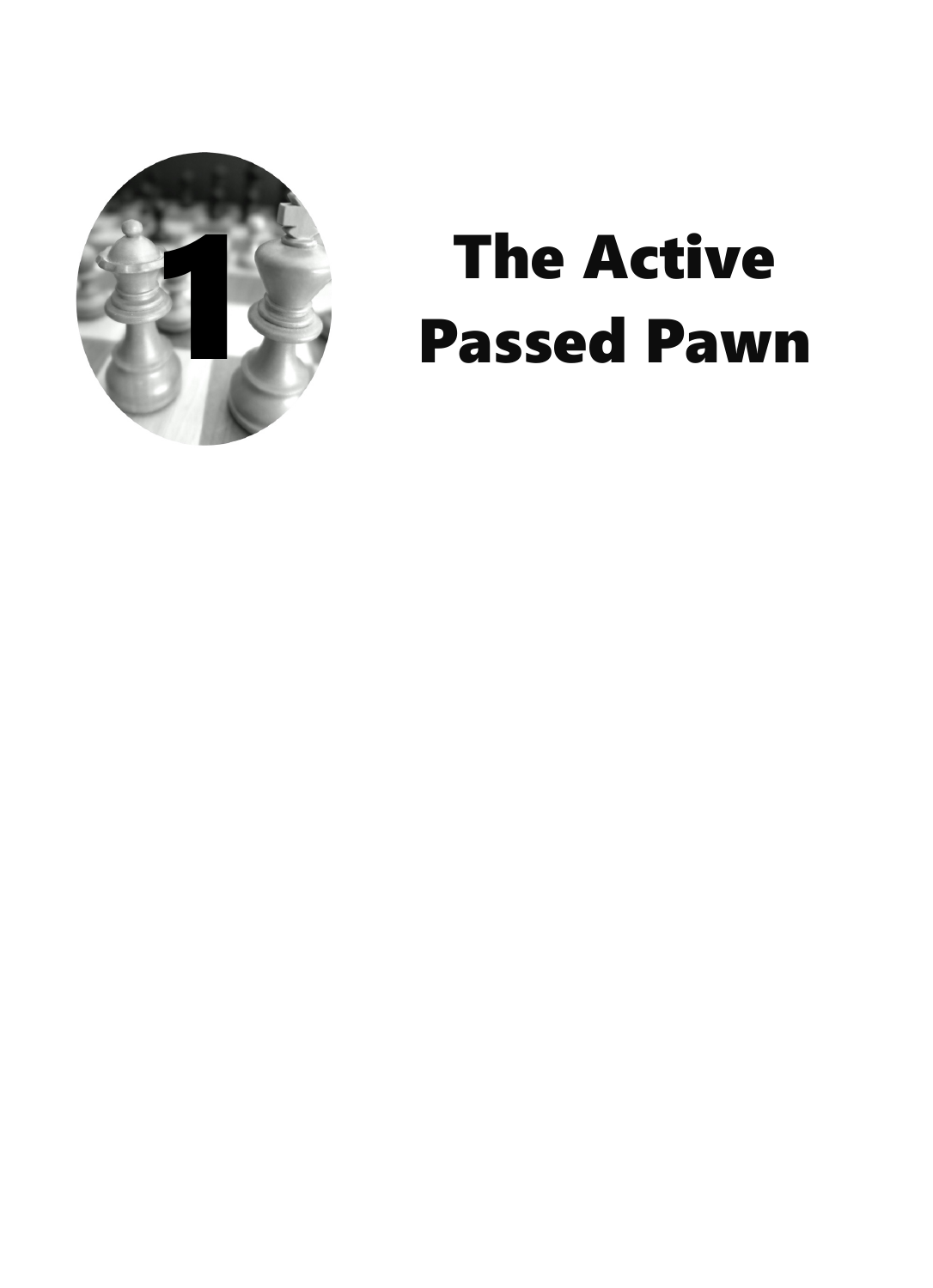# 1 The Active Passed Pawn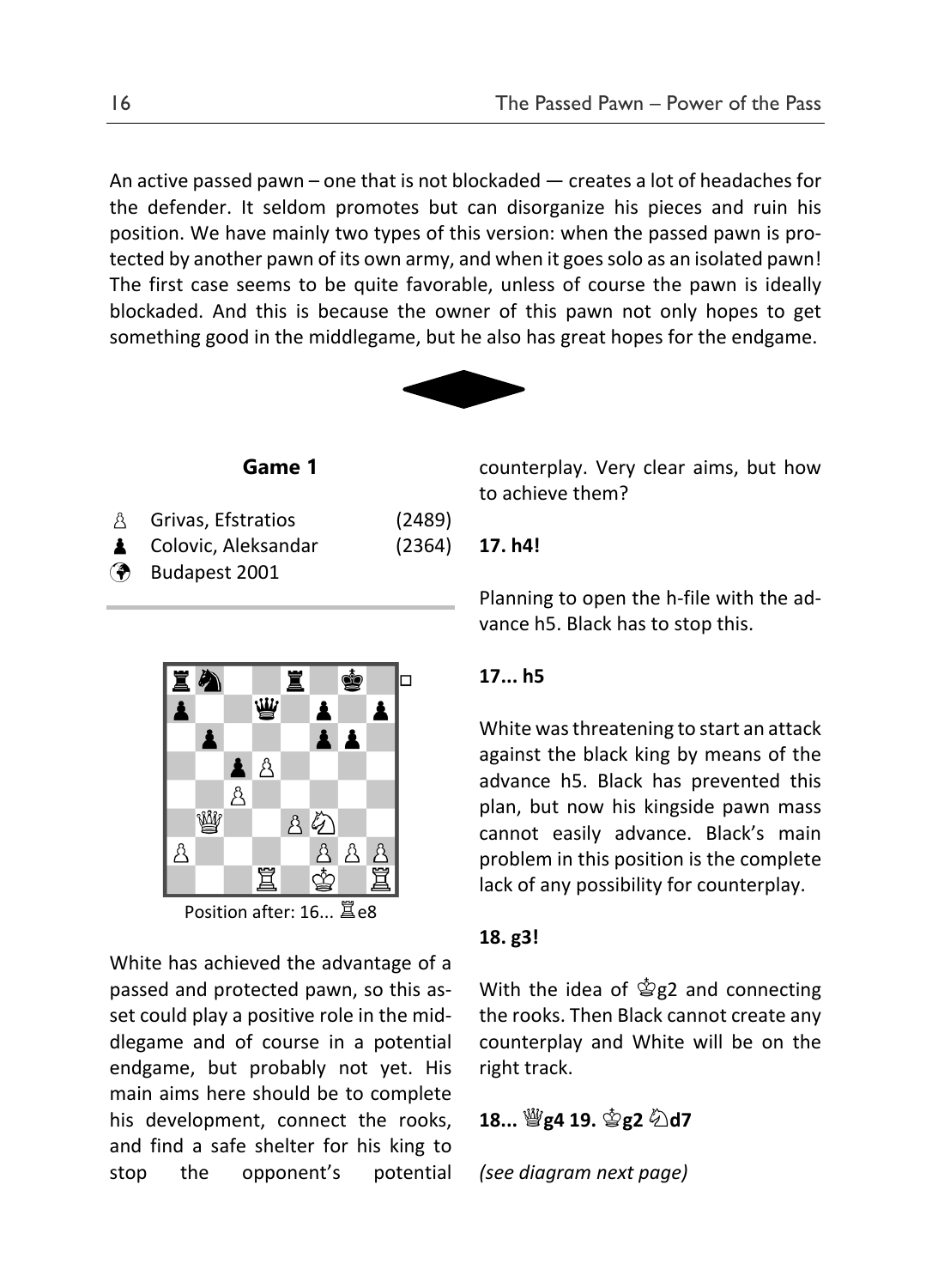An active passed pawn – one that is not blockaded — creates a lot of headaches for the defender. It seldom promotes but can disorganize his pieces and ruin his position. We have mainly two types of this version: when the passed pawn is protected by another pawn of its own army, and when it goes solo as an isolated pawn! The first case seems to be quite favorable, unless of course the pawn is ideally blockaded. And this is because the owner of this pawn not only hopes to get something good in the middlegame, but he also has great hopes for the endgame.

## Game 1

♙ Grivas, Efstratios (2489)
♟ Colovic, Aleksandar (2364)
Budapest 2001

Position after: 16... ♖e8

White has achieved the advantage of a passed and protected pawn, so this asset could play a positive role in the middlegame and of course in a potential endgame, but probably not yet. His main aims here should be to complete his development, connect the rooks, and find a safe shelter for his king to stop the opponent's potential counterplay. Very clear aims, but how to achieve them?

**17. h4!**

Planning to open the h-file with the advance h5. Black has to stop this.

**17... h5**

White was threatening to start an attack against the black king by means of the advance h5. Black has prevented this plan, but now his kingside pawn mass cannot easily advance. Black's main problem in this position is the complete lack of any possibility for counterplay.

**18. g3!**

With the idea of ♔g2 and connecting the rooks. Then Black cannot create any counterplay and White will be on the right track.

**18... ♕g4 19. ♔g2 ♘d7**

*(see diagram next page)*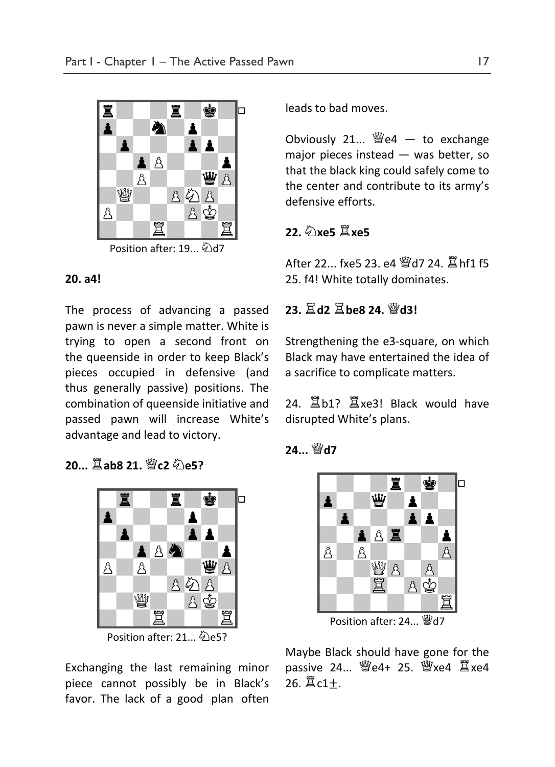Position after: 19... ♘d7

**20. a4!**

The process of advancing a passed pawn is never a simple matter. White is trying to open a second front on the queenside in order to keep Black's pieces occupied in defensive (and thus generally passive) positions. The combination of queenside initiative and passed pawn will increase White's advantage and lead to victory.

**20... ♖ab8 21. ♕c2 ♘e5?**

Position after: 21... ♘e5?

Exchanging the last remaining minor piece cannot possibly be in Black's favor. The lack of a good plan often leads to bad moves.

Obviously 21... ♕e4 — to exchange major pieces instead — was better, so that the black king could safely come to the center and contribute to its army's defensive efforts.

**22. ♘xe5 ♖xe5**

After 22... fxe5 23. e4 ♕d7 24. ♖hf1 f5 25. f4! White totally dominates.

**23. ♖d2 ♖be8 24. ♕d3!**

Strengthening the e3-square, on which Black may have entertained the idea of a sacrifice to complicate matters.

24. ♖b1? ♖xe3! Black would have disrupted White's plans.

**24... ♕d7**

Position after: 24... ♕d7

Maybe Black should have gone for the passive 24... ♕e4+ 25. ♕xe4 ♖xe4 26. ♖c1±.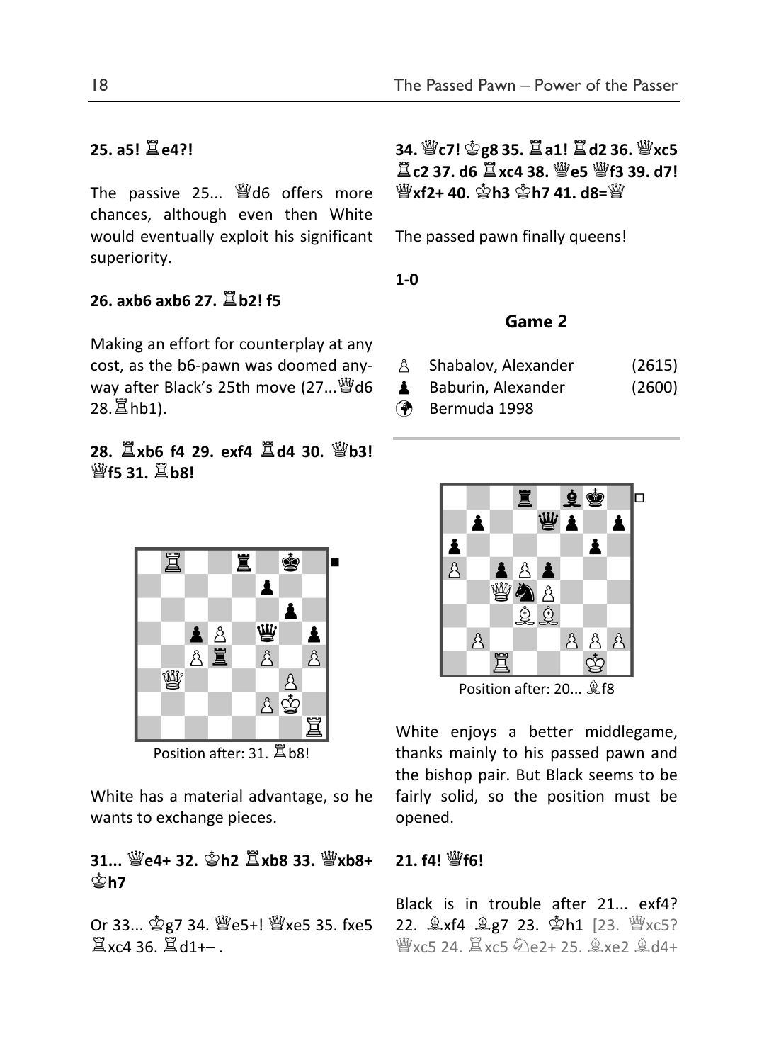**25. a5! ♖e4?!**

The passive 25... ♕d6 offers more chances, although even then White would eventually exploit his significant superiority.

**26. axb6 axb6 27. ♖b2! f5**

Making an effort for counterplay at any cost, as the b6-pawn was doomed anyway after Black's 25th move (27...♕d6 28.♖hb1).

**28. ♖xb6 f4 29. exf4 ♖d4 30. ♕b3! ♕f5 31. ♖b8!**

Position after: 31. ♖b8!

White has a material advantage, so he wants to exchange pieces.

**31... ♕e4+ 32. ♔h2 ♖xb8 33. ♕xb8+ ♔h7**

Or 33... ♔g7 34. ♕e5+! ♕xe5 35. fxe5 ♖xc4 36. ♖d1+– .

**34. ♕c7! ♔g8 35. ♖a1! ♖d2 36. ♕xc5 ♖c2 37. d6 ♖xc4 38. ♕e5 ♕f3 39. d7! ♕xf2+ 40. ♔h3 ♔h7 41. d8=♕**

The passed pawn finally queens!

**1-0**

## Game 2

♙ Shabalov, Alexander (2615)
♟ Baburin, Alexander (2600)
Bermuda 1998

Position after: 20... ♗f8

White enjoys a better middlegame, thanks mainly to his passed pawn and the bishop pair. But Black seems to be fairly solid, so the position must be opened.

**21. f4! ♕f6!**

Black is in trouble after 21... exf4? 22. ♗xf4 ♗g7 23. ♔h1 [23. ♕xc5? ♕xc5 24. ♖xc5 ♘e2+ 25. ♗xe2 ♗d4+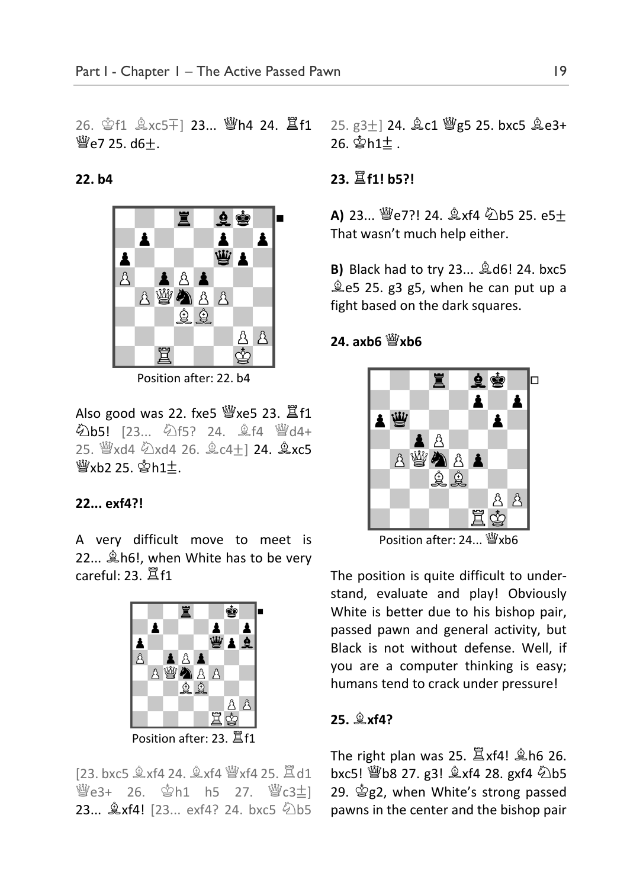26. ♔f1 ♗xc5∓] 23... ♕h4 24. ♖f1 ♕e7 25. d6±.

**22. b4**

Position after: 22. b4

Also good was 22. fxe5 ♕xe5 23. ♖f1 ♘b5! [23... ♘f5? 24. ♗f4 ♕d4+ 25. ♕xd4 ♘xd4 26. ♗c4±] 24. ♗xc5 ♕xb2 25. ♔h1±.

**22... exf4?!**

A very difficult move to meet is 22... ♗h6!, when White has to be very careful: 23. ♖f1

Position after: 23. ♖f1

[23. bxc5 ♗xf4 24. ♗xf4 ♕xf4 25. ♖d1 ♕e3+ 26. ♔h1 h5 27. ♕c3±] 23... ♗xf4! [23... exf4? 24. bxc5 ♘b5 25. g3±] 24. ♗c1 ♕g5 25. bxc5 ♗e3+ 26. ♔h1± .

**23. ♖f1! b5?!**

**A)** 23... ♕e7?! 24. ♗xf4 ♘b5 25. e5± That wasn't much help either.

**B)** Black had to try 23... ♗d6! 24. bxc5 ♗e5 25. g3 g5, when he can put up a fight based on the dark squares.

**24. axb6 ♕xb6**

Position after: 24... ♕xb6

The position is quite difficult to understand, evaluate and play! Obviously White is better due to his bishop pair, passed pawn and general activity, but Black is not without defense. Well, if you are a computer thinking is easy; humans tend to crack under pressure!

**25. ♗xf4?**

The right plan was 25. ♖xf4! ♗h6 26. bxc5! ♕b8 27. g3! ♗xf4 28. gxf4 ♘b5 29. ♔g2, when White's strong passed pawns in the center and the bishop pair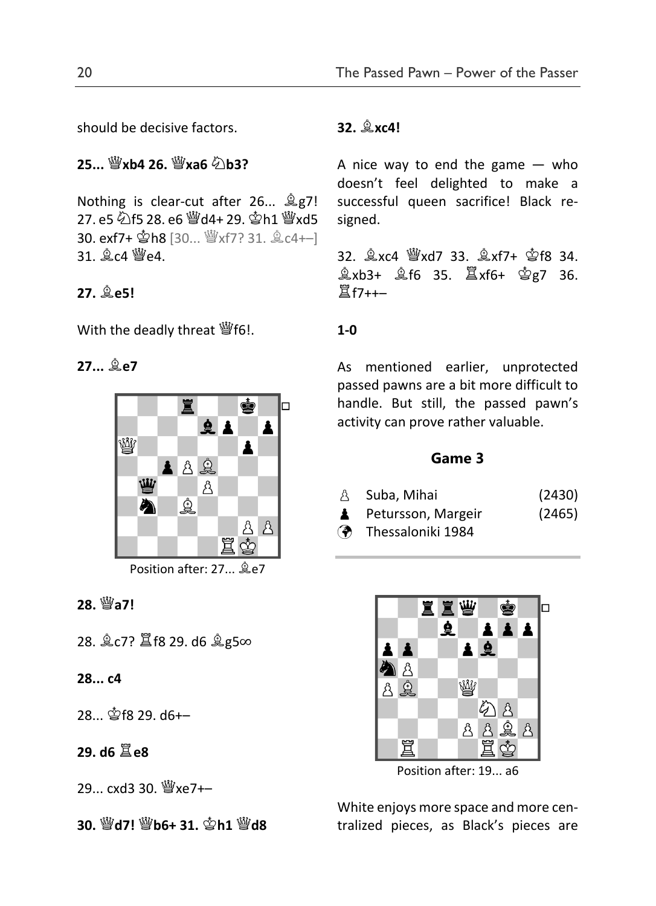should be decisive factors.

**25... ♕xb4 26. ♕xa6 ♘b3?**

Nothing is clear-cut after 26... ♗g7! 27. e5 ♘f5 28. e6 ♕d4+ 29. ♔h1 ♕xd5 30. exf7+ ♔h8 [30... ♕xf7? 31. ♗c4+–] 31. ♗c4 ♕e4.

**27. ♗e5!**

With the deadly threat ♕f6!.

**27... ♗e7**

Position after: 27... ♗e7

**28. ♕a7!**

28. ♗c7? ♖f8 29. d6 ♗g5∞

**28... c4**

28... ♔f8 29. d6+–

**29. d6 ♖e8**

29... cxd3 30. ♕xe7+–

**30. ♕d7! ♕b6+ 31. ♔h1 ♕d8**

**32. ♗xc4!**

A nice way to end the game — who doesn't feel delighted to make a successful queen sacrifice! Black resigned.

32. ♗xc4 ♕xd7 33. ♗xf7+ ♔f8 34. ♗xb3+ ♗f6 35. ♖xf6+ ♔g7 36. ♖f7++–

**1-0**

As mentioned earlier, unprotected passed pawns are a bit more difficult to handle. But still, the passed pawn's activity can prove rather valuable.

### Game 3

| | | |
|---|---|---|
| ♙ | Suba, Mihai | (2430) |
| ♟ | Petursson, Margeir | (2465) |
| | Thessaloniki 1984 | |

Position after: 19... a6

White enjoys more space and more centralized pieces, as Black's pieces are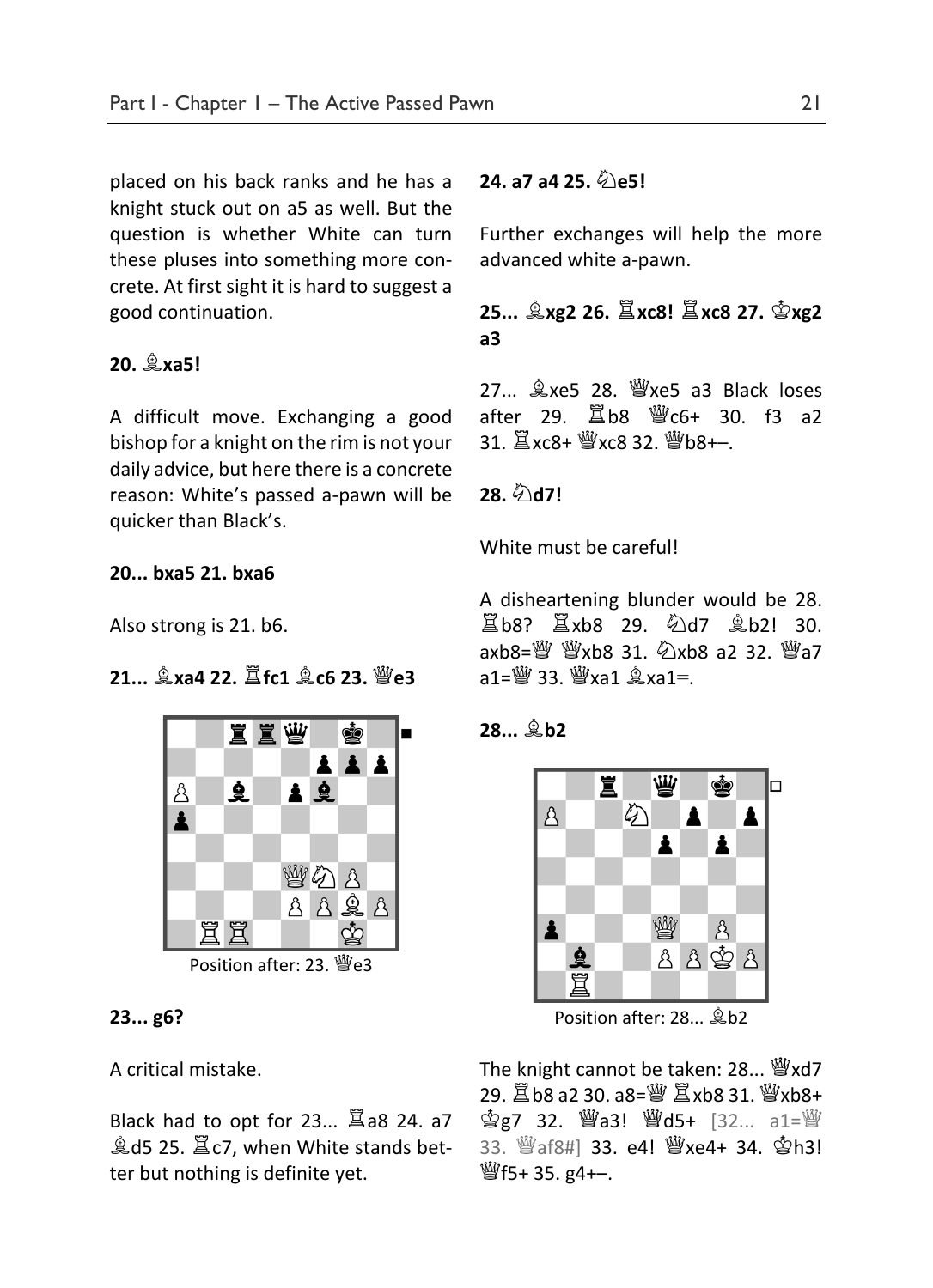placed on his back ranks and he has a knight stuck out on a5 as well. But the question is whether White can turn these pluses into something more concrete. At first sight it is hard to suggest a good continuation.

**20. ♗xa5!**

A difficult move. Exchanging a good bishop for a knight on the rim is not your daily advice, but here there is a concrete reason: White's passed a-pawn will be quicker than Black's.

**20... bxa5 21. bxa6**

Also strong is 21. b6.

**21... ♗xa4 22. ♖fc1 ♗c6 23. ♕e3**

Position after: 23. ♕e3

**23... g6?**

A critical mistake.

Black had to opt for 23... ♖a8 24. a7 ♗d5 25. ♖c7, when White stands better but nothing is definite yet.

**24. a7 a4 25. ♘e5!**

Further exchanges will help the more advanced white a-pawn.

**25... ♗xg2 26. ♖xc8! ♖xc8 27. ♔xg2 a3**

27... ♗xe5 28. ♕xe5 a3 Black loses after 29. ♖b8 ♕c6+ 30. f3 a2 31. ♖xc8+ ♕xc8 32. ♕b8+–.

**28. ♘d7!**

White must be careful!

A disheartening blunder would be 28. ♖b8? ♖xb8 29. ♘d7 ♗b2! 30. axb8=♕ ♕xb8 31. ♘xb8 a2 32. ♕a7 a1=♕ 33. ♕xa1 ♗xa1=.

**28... ♗b2**

Position after: 28... ♗b2

The knight cannot be taken: 28... ♕xd7 29. ♖b8 a2 30. a8=♕ ♖xb8 31. ♕xb8+ ♔g7 32. ♕a3! ♕d5+ [32... a1=♕ 33. ♕af8#] 33. e4! ♕xe4+ 34. ♔h3! ♕f5+ 35. g4+–.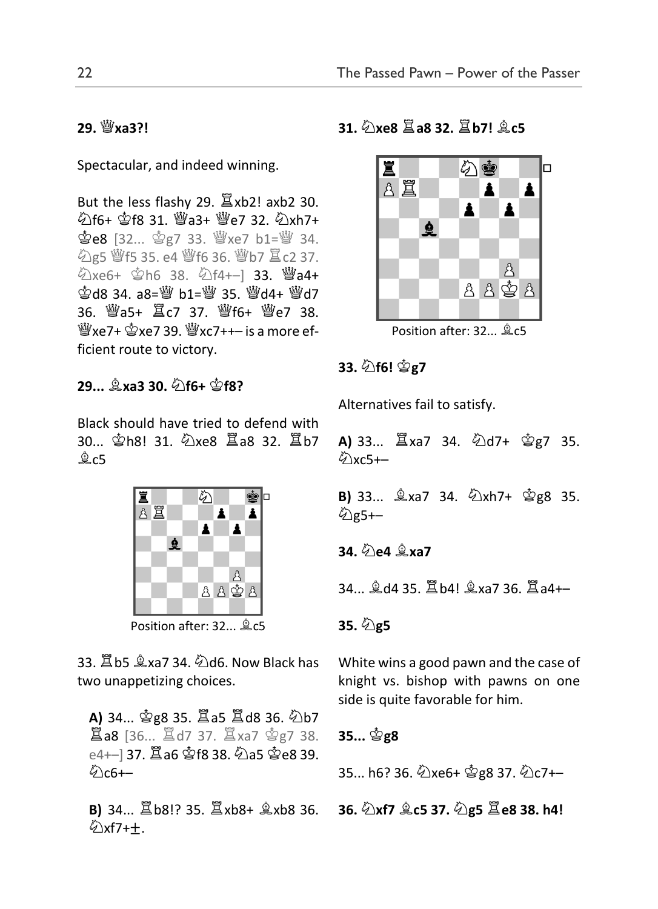**29. ♕xa3?!**

Spectacular, and indeed winning.

But the less flashy 29. ♖xb2! axb2 30. ♘f6+ ♔f8 31. ♕a3+ ♕e7 32. ♘xh7+ ♔e8 [32... ♔g7 33. ♕xe7 b1=♕ 34. ♘g5 ♕f5 35. e4 ♕f6 36. ♕b7 ♖c2 37. ♘xe6+ ♔h6 38. ♘f4+–] 33. ♕a4+ ♔d8 34. a8=♕ b1=♕ 35. ♕d4+ ♕d7 36. ♕a5+ ♖c7 37. ♕f6+ ♕e7 38. ♕xe7+ ♔xe7 39. ♕xc7++– is a more efficient route to victory.

**29... ♗xa3 30. ♘f6+ ♔f8?**

Black should have tried to defend with 30... ♔h8! 31. ♘xe8 ♖a8 32. ♖b7 ♗c5

Position after: 32... ♗c5

33. ♖b5 ♗xa7 34. ♘d6. Now Black has two unappetizing choices.

**A)** 34... ♔g8 35. ♖a5 ♖d8 36. ♘b7 ♖a8 [36... ♖d7 37. ♖xa7 ♔g7 38. e4+–] 37. ♖a6 ♔f8 38. ♘a5 ♔e8 39. ♘c6+–

**B)** 34... ♖b8!? 35. ♖xb8+ ♗xb8 36. ♘xf7+±.

**31. ♘xe8 ♖a8 32. ♖b7! ♗c5**

Position after: 32... ♗c5

**33. ♘f6! ♔g7**

Alternatives fail to satisfy.

**A)** 33... ♖xa7 34. ♘d7+ ♔g7 35. ♘xc5+–

**B)** 33... ♗xa7 34. ♘xh7+ ♔g8 35. ♘g5+–

**34. ♘e4 ♗xa7**

34... ♗d4 35. ♖b4! ♗xa7 36. ♖a4+–

**35. ♘g5**

White wins a good pawn and the case of knight vs. bishop with pawns on one side is quite favorable for him.

**35... ♔g8**

35... h6? 36. ♘xe6+ ♔g8 37. ♘c7+–

**36. ♘xf7 ♗c5 37. ♘g5 ♖e8 38. h4!**